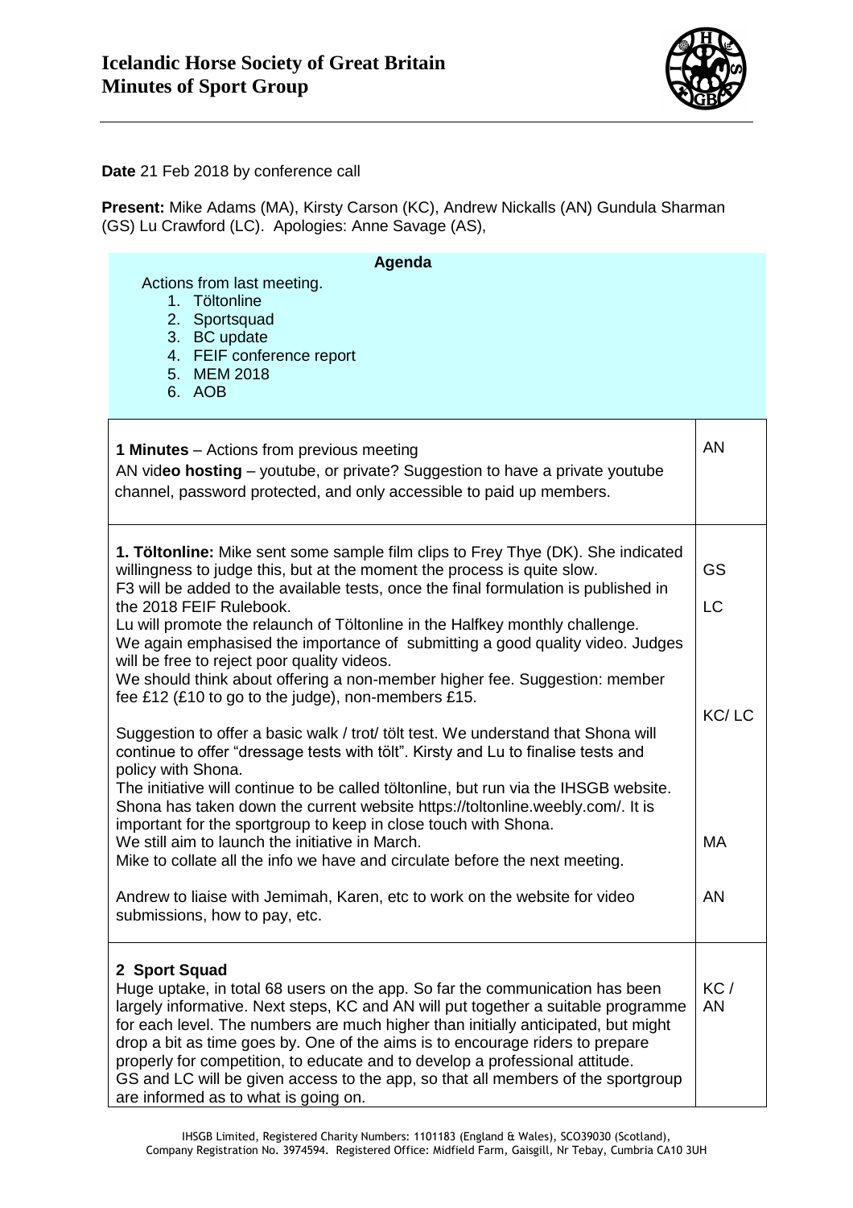# Icelandic Horse Society of Great Britain
## Minutes of Sport Group

**Date** 21 Feb 2018 by conference call

**Present:** Mike Adams (MA), Kirsty Carson (KC), Andrew Nickalls (AN) Gundula Sharman (GS) Lu Crawford (LC). Apologies: Anne Savage (AS),

**Agenda**

Actions from last meeting.

1. Töltonline
2. Sportsquad
3. BC update
4. FEIF conference report
5. MEM 2018
6. AOB

| | |
|---|---|
| **1 Minutes** – Actions from previous meeting<br>AN vid**eo hosting** – youtube, or private? Suggestion to have a private youtube channel, password protected, and only accessible to paid up members. | AN |
| **1. Töltonline:** Mike sent some sample film clips to Frey Thye (DK). She indicated willingness to judge this, but at the moment the process is quite slow.<br>F3 will be added to the available tests, once the final formulation is published in the 2018 FEIF Rulebook.<br>Lu will promote the relaunch of Töltonline in the Halfkey monthly challenge.<br>We again emphasised the importance of submitting a good quality video. Judges will be free to reject poor quality videos.<br>We should think about offering a non-member higher fee. Suggestion: member fee £12 (£10 to go to the judge), non-members £15. | GS<br><br>LC |
| Suggestion to offer a basic walk / trot/ tölt test. We understand that Shona will continue to offer "dressage tests with tölt". Kirsty and Lu to finalise tests and policy with Shona.<br>The initiative will continue to be called töltonline, but run via the IHSGB website. Shona has taken down the current website https://toltonline.weebly.com/. It is important for the sportgroup to keep in close touch with Shona. | KC/ LC |
| We still aim to launch the initiative in March.<br>Mike to collate all the info we have and circulate before the next meeting. | MA |
| Andrew to liaise with Jemimah, Karen, etc to work on the website for video submissions, how to pay, etc. | AN |
| **2 Sport Squad**<br>Huge uptake, in total 68 users on the app. So far the communication has been largely informative. Next steps, KC and AN will put together a suitable programme for each level. The numbers are much higher than initially anticipated, but might drop a bit as time goes by. One of the aims is to encourage riders to prepare properly for competition, to educate and to develop a professional attitude.<br>GS and LC will be given access to the app, so that all members of the sportgroup are informed as to what is going on. | KC / AN |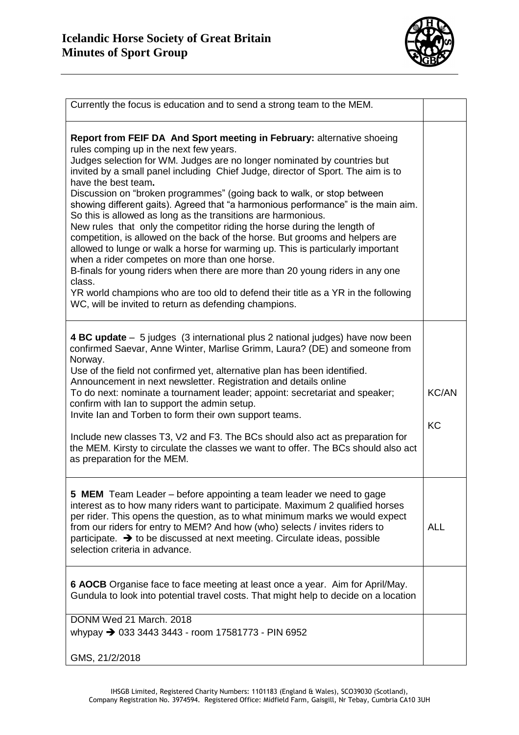# Icelandic Horse Society of Great Britain
# Minutes of Sport Group

| | |
|---|---|
| Currently the focus is education and to send a strong team to the MEM. | |
| **Report from FEIF DA And Sport meeting in February:** alternative shoeing rules comping up in the next few years.<br>Judges selection for WM. Judges are no longer nominated by countries but invited by a small panel including Chief Judge, director of Sport. The aim is to have the best team**.**<br>Discussion on "broken programmes" (going back to walk, or stop between showing different gaits). Agreed that "a harmonious performance" is the main aim. So this is allowed as long as the transitions are harmonious.<br>New rules that only the competitor riding the horse during the length of competition, is allowed on the back of the horse. But grooms and helpers are allowed to lunge or walk a horse for warming up. This is particularly important when a rider competes on more than one horse.<br>B-finals for young riders when there are more than 20 young riders in any one class.<br>YR world champions who are too old to defend their title as a YR in the following WC, will be invited to return as defending champions. | |
| **4 BC update** – 5 judges (3 international plus 2 national judges) have now been confirmed Saevar, Anne Winter, Marlise Grimm, Laura? (DE) and someone from Norway.<br>Use of the field not confirmed yet, alternative plan has been identified.<br>Announcement in next newsletter. Registration and details online<br>To do next: nominate a tournament leader; appoint: secretariat and speaker; confirm with Ian to support the admin setup.<br>Invite Ian and Torben to form their own support teams.<br><br>Include new classes T3, V2 and F3. The BCs should also act as preparation for the MEM. Kirsty to circulate the classes we want to offer. The BCs should also act as preparation for the MEM. | KC/AN<br><br>KC |
| **5 MEM** Team Leader – before appointing a team leader we need to gage interest as to how many riders want to participate. Maximum 2 qualified horses per rider. This opens the question, as to what minimum marks we would expect from our riders for entry to MEM? And how (who) selects / invites riders to participate. ➔ to be discussed at next meeting. Circulate ideas, possible selection criteria in advance. | ALL |
| **6 AOCB** Organise face to face meeting at least once a year. Aim for April/May. Gundula to look into potential travel costs. That might help to decide on a location | |
| DONM Wed 21 March. 2018<br>whypay ➔ 033 3443 3443 - room 17581773 - PIN 6952<br><br>GMS, 21/2/2018 | |

IHSGB Limited, Registered Charity Numbers: 1101183 (England & Wales), SCO39030 (Scotland), Company Registration No. 3974594. Registered Office: Midfield Farm, Gaisgill, Nr Tebay, Cumbria CA10 3UH